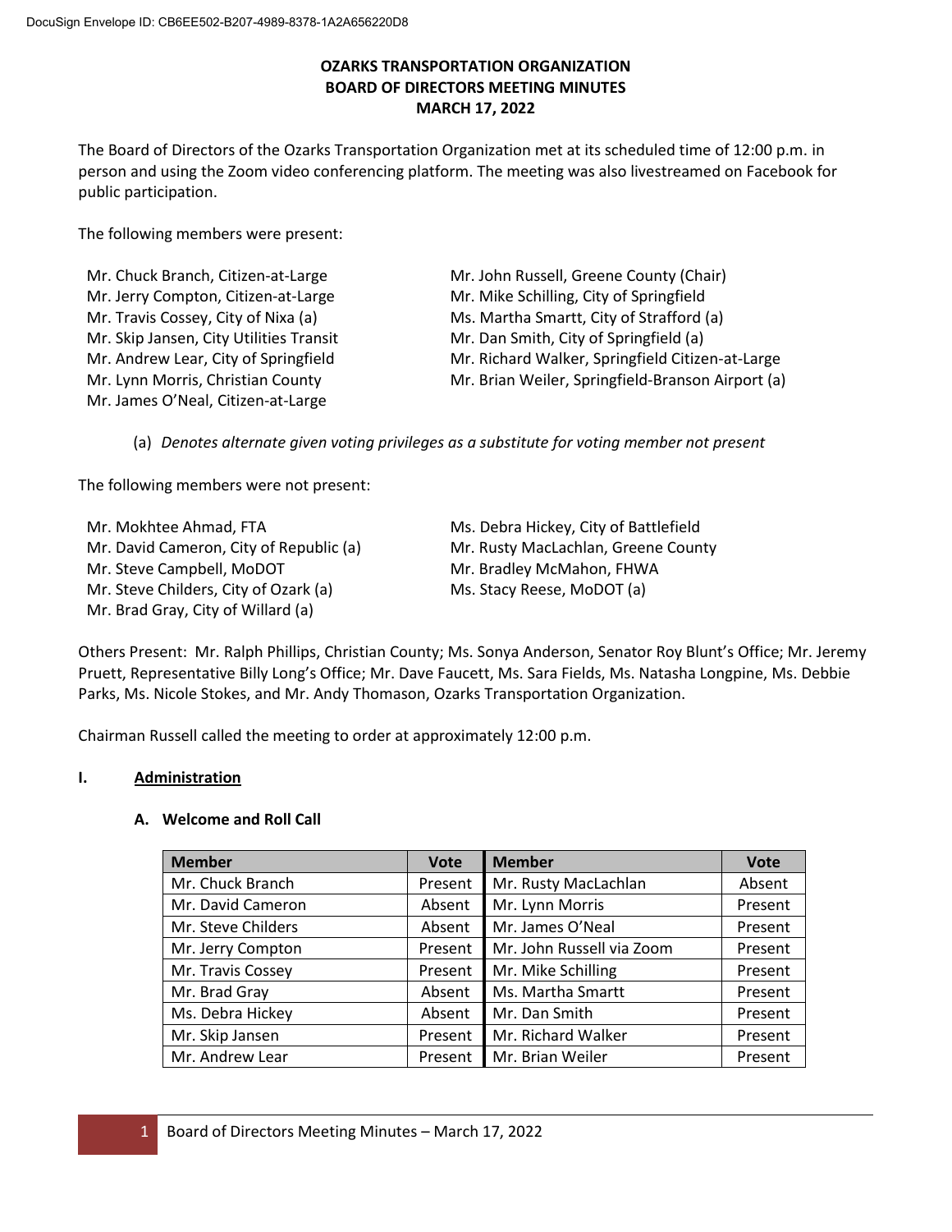DocuSign Envelope ID: CB6EE502-B207-4989-8378-1A2A656220D8

# OZARKS TRANSPORTATION ORGANIZATION
## BOARD OF DIRECTORS MEETING MINUTES
## MARCH 17, 2022

The Board of Directors of the Ozarks Transportation Organization met at its scheduled time of 12:00 p.m. in person and using the Zoom video conferencing platform. The meeting was also livestreamed on Facebook for public participation.

The following members were present:

Mr. Chuck Branch, Citizen-at-Large
Mr. Jerry Compton, Citizen-at-Large
Mr. Travis Cossey, City of Nixa (a)
Mr. Skip Jansen, City Utilities Transit
Mr. Andrew Lear, City of Springfield
Mr. Lynn Morris, Christian County
Mr. James O'Neal, Citizen-at-Large
Mr. John Russell, Greene County (Chair)
Mr. Mike Schilling, City of Springfield
Ms. Martha Smartt, City of Strafford (a)
Mr. Dan Smith, City of Springfield (a)
Mr. Richard Walker, Springfield Citizen-at-Large
Mr. Brian Weiler, Springfield-Branson Airport (a)

(a) *Denotes alternate given voting privileges as a substitute for voting member not present*

The following members were not present:

Mr. Mokhtee Ahmad, FTA
Mr. David Cameron, City of Republic (a)
Mr. Steve Campbell, MoDOT
Mr. Steve Childers, City of Ozark (a)
Mr. Brad Gray, City of Willard (a)
Ms. Debra Hickey, City of Battlefield
Mr. Rusty MacLachlan, Greene County
Mr. Bradley McMahon, FHWA
Ms. Stacy Reese, MoDOT (a)

Others Present: Mr. Ralph Phillips, Christian County; Ms. Sonya Anderson, Senator Roy Blunt's Office; Mr. Jeremy Pruett, Representative Billy Long's Office; Mr. Dave Faucett, Ms. Sara Fields, Ms. Natasha Longpine, Ms. Debbie Parks, Ms. Nicole Stokes, and Mr. Andy Thomason, Ozarks Transportation Organization.

Chairman Russell called the meeting to order at approximately 12:00 p.m.

**I. Administration**

**A. Welcome and Roll Call**

| Member | Vote | Member | Vote |
|---|---|---|---|
| Mr. Chuck Branch | Present | Mr. Rusty MacLachlan | Absent |
| Mr. David Cameron | Absent | Mr. Lynn Morris | Present |
| Mr. Steve Childers | Absent | Mr. James O'Neal | Present |
| Mr. Jerry Compton | Present | Mr. John Russell via Zoom | Present |
| Mr. Travis Cossey | Present | Mr. Mike Schilling | Present |
| Mr. Brad Gray | Absent | Ms. Martha Smartt | Present |
| Ms. Debra Hickey | Absent | Mr. Dan Smith | Present |
| Mr. Skip Jansen | Present | Mr. Richard Walker | Present |
| Mr. Andrew Lear | Present | Mr. Brian Weiler | Present |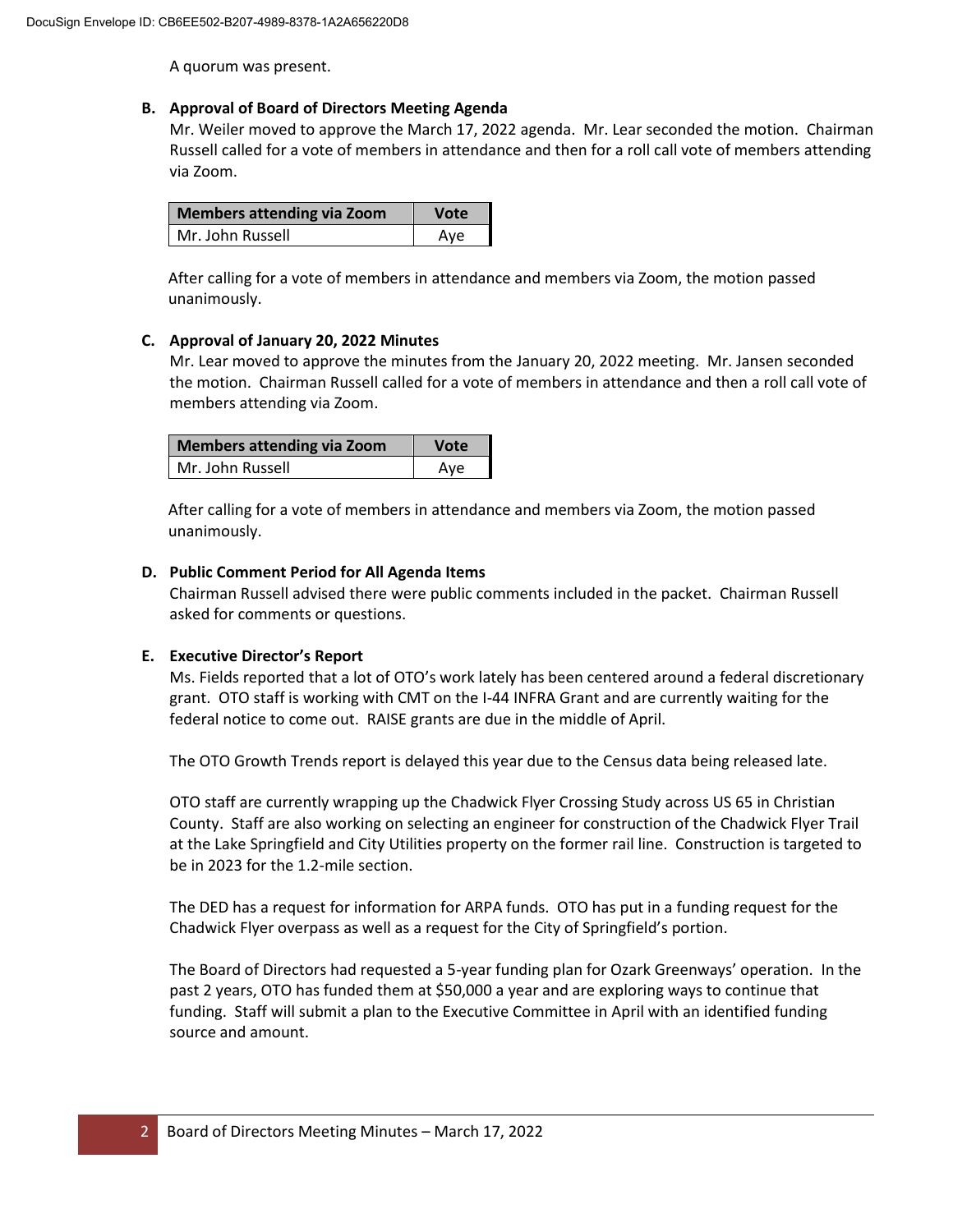A quorum was present.

**B. Approval of Board of Directors Meeting Agenda**

Mr. Weiler moved to approve the March 17, 2022 agenda. Mr. Lear seconded the motion. Chairman Russell called for a vote of members in attendance and then for a roll call vote of members attending via Zoom.

| Members attending via Zoom | Vote |
| --- | --- |
| Mr. John Russell | Aye |

After calling for a vote of members in attendance and members via Zoom, the motion passed unanimously.

**C. Approval of January 20, 2022 Minutes**

Mr. Lear moved to approve the minutes from the January 20, 2022 meeting. Mr. Jansen seconded the motion. Chairman Russell called for a vote of members in attendance and then a roll call vote of members attending via Zoom.

| Members attending via Zoom | Vote |
| --- | --- |
| Mr. John Russell | Aye |

After calling for a vote of members in attendance and members via Zoom, the motion passed unanimously.

**D. Public Comment Period for All Agenda Items**

Chairman Russell advised there were public comments included in the packet. Chairman Russell asked for comments or questions.

**E. Executive Director's Report**

Ms. Fields reported that a lot of OTO's work lately has been centered around a federal discretionary grant. OTO staff is working with CMT on the I-44 INFRA Grant and are currently waiting for the federal notice to come out. RAISE grants are due in the middle of April.

The OTO Growth Trends report is delayed this year due to the Census data being released late.

OTO staff are currently wrapping up the Chadwick Flyer Crossing Study across US 65 in Christian County. Staff are also working on selecting an engineer for construction of the Chadwick Flyer Trail at the Lake Springfield and City Utilities property on the former rail line. Construction is targeted to be in 2023 for the 1.2-mile section.

The DED has a request for information for ARPA funds. OTO has put in a funding request for the Chadwick Flyer overpass as well as a request for the City of Springfield's portion.

The Board of Directors had requested a 5-year funding plan for Ozark Greenways' operation. In the past 2 years, OTO has funded them at $50,000 a year and are exploring ways to continue that funding. Staff will submit a plan to the Executive Committee in April with an identified funding source and amount.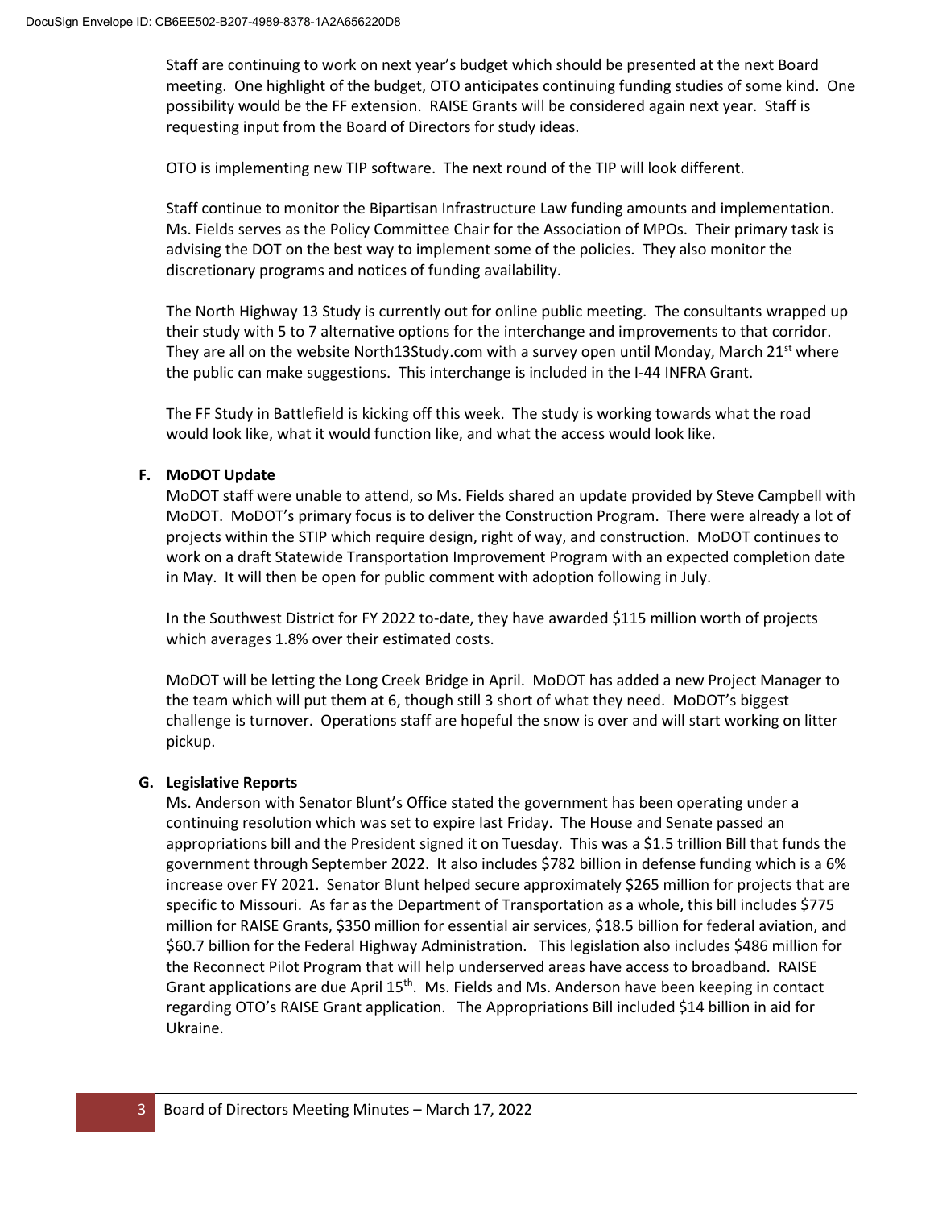Staff are continuing to work on next year's budget which should be presented at the next Board meeting. One highlight of the budget, OTO anticipates continuing funding studies of some kind. One possibility would be the FF extension. RAISE Grants will be considered again next year. Staff is requesting input from the Board of Directors for study ideas.

OTO is implementing new TIP software. The next round of the TIP will look different.

Staff continue to monitor the Bipartisan Infrastructure Law funding amounts and implementation. Ms. Fields serves as the Policy Committee Chair for the Association of MPOs. Their primary task is advising the DOT on the best way to implement some of the policies. They also monitor the discretionary programs and notices of funding availability.

The North Highway 13 Study is currently out for online public meeting. The consultants wrapped up their study with 5 to 7 alternative options for the interchange and improvements to that corridor. They are all on the website North13Study.com with a survey open until Monday, March 21st where the public can make suggestions. This interchange is included in the I-44 INFRA Grant.

The FF Study in Battlefield is kicking off this week. The study is working towards what the road would look like, what it would function like, and what the access would look like.

**F. MoDOT Update**

MoDOT staff were unable to attend, so Ms. Fields shared an update provided by Steve Campbell with MoDOT. MoDOT's primary focus is to deliver the Construction Program. There were already a lot of projects within the STIP which require design, right of way, and construction. MoDOT continues to work on a draft Statewide Transportation Improvement Program with an expected completion date in May. It will then be open for public comment with adoption following in July.

In the Southwest District for FY 2022 to-date, they have awarded \$115 million worth of projects which averages 1.8% over their estimated costs.

MoDOT will be letting the Long Creek Bridge in April. MoDOT has added a new Project Manager to the team which will put them at 6, though still 3 short of what they need. MoDOT's biggest challenge is turnover. Operations staff are hopeful the snow is over and will start working on litter pickup.

**G. Legislative Reports**

Ms. Anderson with Senator Blunt's Office stated the government has been operating under a continuing resolution which was set to expire last Friday. The House and Senate passed an appropriations bill and the President signed it on Tuesday. This was a \$1.5 trillion Bill that funds the government through September 2022. It also includes \$782 billion in defense funding which is a 6% increase over FY 2021. Senator Blunt helped secure approximately \$265 million for projects that are specific to Missouri. As far as the Department of Transportation as a whole, this bill includes \$775 million for RAISE Grants, \$350 million for essential air services, \$18.5 billion for federal aviation, and \$60.7 billion for the Federal Highway Administration. This legislation also includes \$486 million for the Reconnect Pilot Program that will help underserved areas have access to broadband. RAISE Grant applications are due April 15th. Ms. Fields and Ms. Anderson have been keeping in contact regarding OTO's RAISE Grant application. The Appropriations Bill included \$14 billion in aid for Ukraine.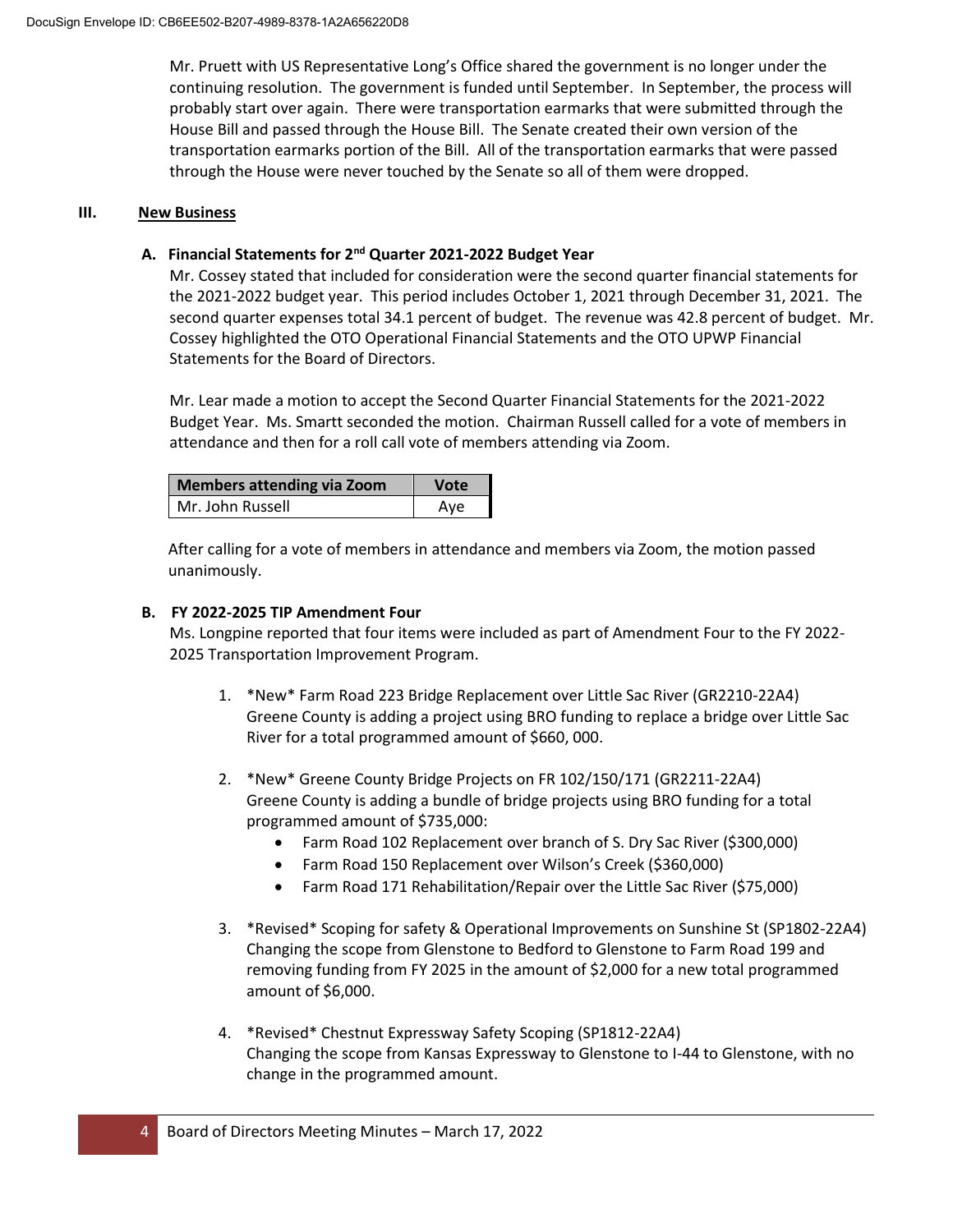Mr. Pruett with US Representative Long's Office shared the government is no longer under the continuing resolution. The government is funded until September. In September, the process will probably start over again. There were transportation earmarks that were submitted through the House Bill and passed through the House Bill. The Senate created their own version of the transportation earmarks portion of the Bill. All of the transportation earmarks that were passed through the House were never touched by the Senate so all of them were dropped.

## III. New Business

### A. Financial Statements for 2nd Quarter 2021-2022 Budget Year

Mr. Cossey stated that included for consideration were the second quarter financial statements for the 2021-2022 budget year. This period includes October 1, 2021 through December 31, 2021. The second quarter expenses total 34.1 percent of budget. The revenue was 42.8 percent of budget. Mr. Cossey highlighted the OTO Operational Financial Statements and the OTO UPWP Financial Statements for the Board of Directors.

Mr. Lear made a motion to accept the Second Quarter Financial Statements for the 2021-2022 Budget Year. Ms. Smartt seconded the motion. Chairman Russell called for a vote of members in attendance and then for a roll call vote of members attending via Zoom.

| Members attending via Zoom | Vote |
|---|---|
| Mr. John Russell | Aye |

After calling for a vote of members in attendance and members via Zoom, the motion passed unanimously.

### B. FY 2022-2025 TIP Amendment Four

Ms. Longpine reported that four items were included as part of Amendment Four to the FY 2022-2025 Transportation Improvement Program.

1. \*New\* Farm Road 223 Bridge Replacement over Little Sac River (GR2210-22A4)
   Greene County is adding a project using BRO funding to replace a bridge over Little Sac River for a total programmed amount of $660, 000.

2. \*New\* Greene County Bridge Projects on FR 102/150/171 (GR2211-22A4)
   Greene County is adding a bundle of bridge projects using BRO funding for a total programmed amount of $735,000:
   - Farm Road 102 Replacement over branch of S. Dry Sac River ($300,000)
   - Farm Road 150 Replacement over Wilson's Creek ($360,000)
   - Farm Road 171 Rehabilitation/Repair over the Little Sac River ($75,000)

3. \*Revised\* Scoping for safety & Operational Improvements on Sunshine St (SP1802-22A4)
   Changing the scope from Glenstone to Bedford to Glenstone to Farm Road 199 and removing funding from FY 2025 in the amount of $2,000 for a new total programmed amount of $6,000.

4. \*Revised\* Chestnut Expressway Safety Scoping (SP1812-22A4)
   Changing the scope from Kansas Expressway to Glenstone to I-44 to Glenstone, with no change in the programmed amount.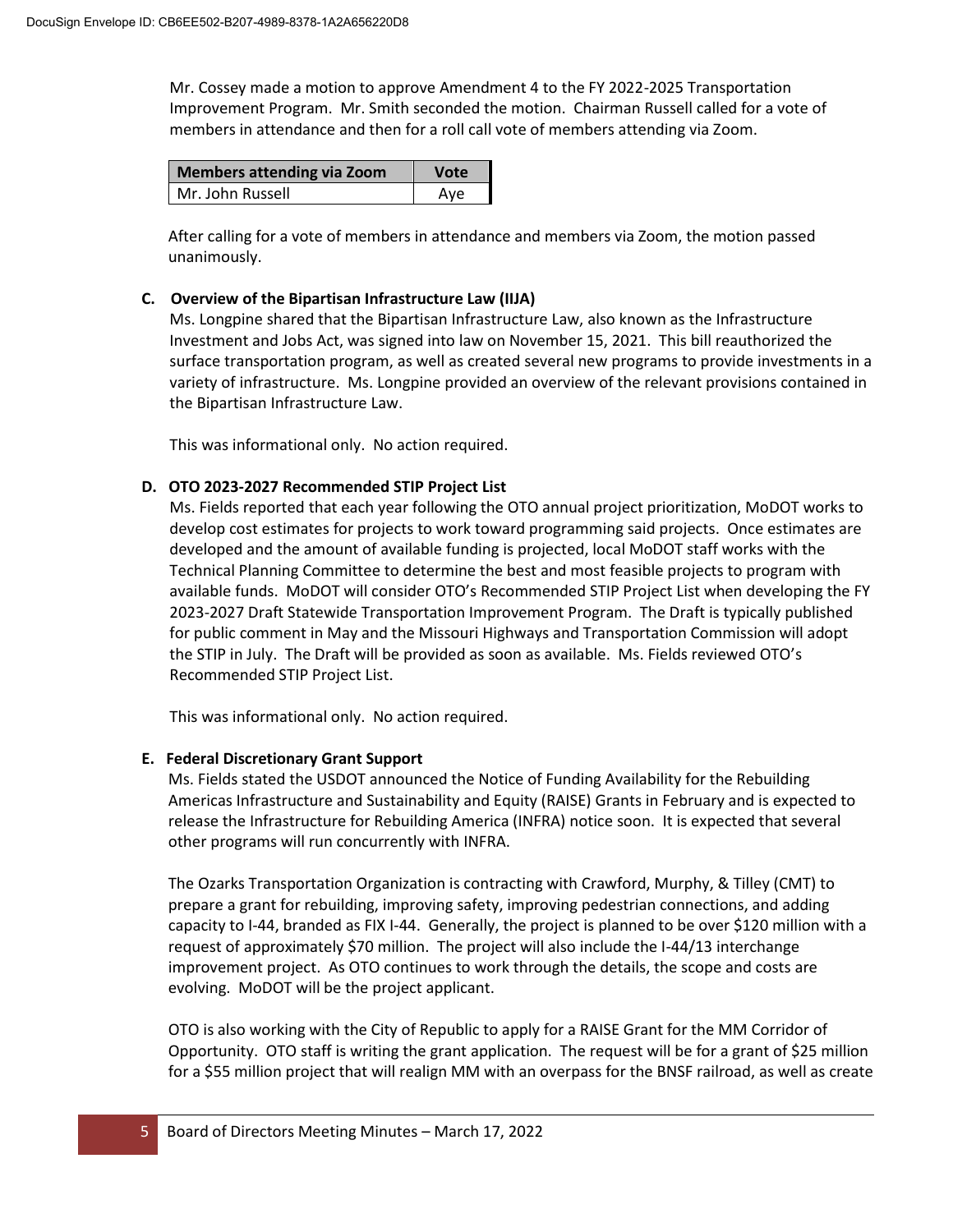Mr. Cossey made a motion to approve Amendment 4 to the FY 2022-2025 Transportation Improvement Program. Mr. Smith seconded the motion. Chairman Russell called for a vote of members in attendance and then for a roll call vote of members attending via Zoom.

| Members attending via Zoom | Vote |
| --- | --- |
| Mr. John Russell | Aye |

After calling for a vote of members in attendance and members via Zoom, the motion passed unanimously.

**C. Overview of the Bipartisan Infrastructure Law (IIJA)**

Ms. Longpine shared that the Bipartisan Infrastructure Law, also known as the Infrastructure Investment and Jobs Act, was signed into law on November 15, 2021. This bill reauthorized the surface transportation program, as well as created several new programs to provide investments in a variety of infrastructure. Ms. Longpine provided an overview of the relevant provisions contained in the Bipartisan Infrastructure Law.

This was informational only. No action required.

**D. OTO 2023-2027 Recommended STIP Project List**

Ms. Fields reported that each year following the OTO annual project prioritization, MoDOT works to develop cost estimates for projects to work toward programming said projects. Once estimates are developed and the amount of available funding is projected, local MoDOT staff works with the Technical Planning Committee to determine the best and most feasible projects to program with available funds. MoDOT will consider OTO's Recommended STIP Project List when developing the FY 2023-2027 Draft Statewide Transportation Improvement Program. The Draft is typically published for public comment in May and the Missouri Highways and Transportation Commission will adopt the STIP in July. The Draft will be provided as soon as available. Ms. Fields reviewed OTO's Recommended STIP Project List.

This was informational only. No action required.

**E. Federal Discretionary Grant Support**

Ms. Fields stated the USDOT announced the Notice of Funding Availability for the Rebuilding Americas Infrastructure and Sustainability and Equity (RAISE) Grants in February and is expected to release the Infrastructure for Rebuilding America (INFRA) notice soon. It is expected that several other programs will run concurrently with INFRA.

The Ozarks Transportation Organization is contracting with Crawford, Murphy, & Tilley (CMT) to prepare a grant for rebuilding, improving safety, improving pedestrian connections, and adding capacity to I-44, branded as FIX I-44. Generally, the project is planned to be over $120 million with a request of approximately $70 million. The project will also include the I-44/13 interchange improvement project. As OTO continues to work through the details, the scope and costs are evolving. MoDOT will be the project applicant.

OTO is also working with the City of Republic to apply for a RAISE Grant for the MM Corridor of Opportunity. OTO staff is writing the grant application. The request will be for a grant of $25 million for a $55 million project that will realign MM with an overpass for the BNSF railroad, as well as create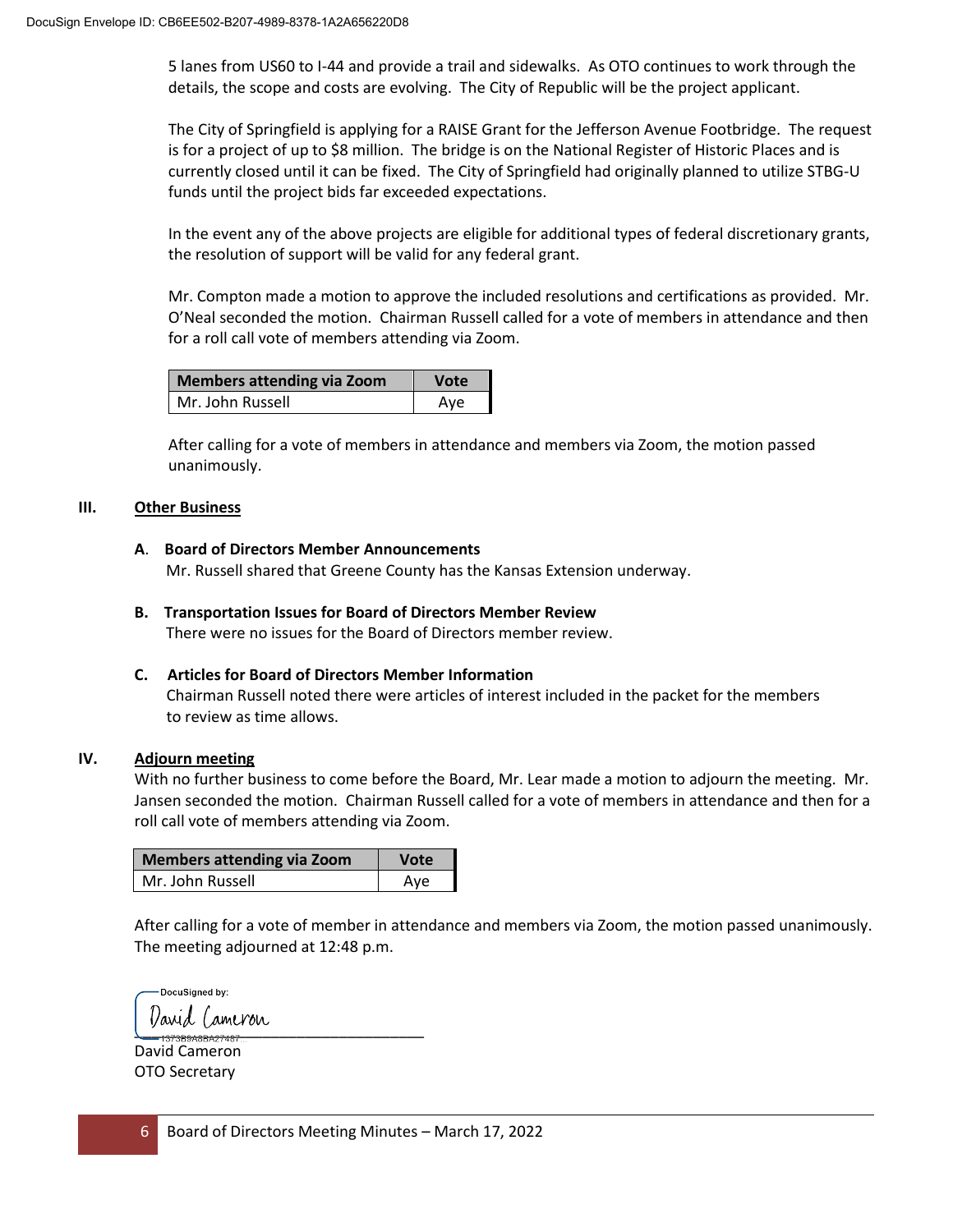5 lanes from US60 to I-44 and provide a trail and sidewalks. As OTO continues to work through the details, the scope and costs are evolving. The City of Republic will be the project applicant.

The City of Springfield is applying for a RAISE Grant for the Jefferson Avenue Footbridge. The request is for a project of up to $8 million. The bridge is on the National Register of Historic Places and is currently closed until it can be fixed. The City of Springfield had originally planned to utilize STBG-U funds until the project bids far exceeded expectations.

In the event any of the above projects are eligible for additional types of federal discretionary grants, the resolution of support will be valid for any federal grant.

Mr. Compton made a motion to approve the included resolutions and certifications as provided. Mr. O'Neal seconded the motion. Chairman Russell called for a vote of members in attendance and then for a roll call vote of members attending via Zoom.

| Members attending via Zoom | Vote |
|---|---|
| Mr. John Russell | Aye |

After calling for a vote of members in attendance and members via Zoom, the motion passed unanimously.

## III. Other Business

**A. Board of Directors Member Announcements**

Mr. Russell shared that Greene County has the Kansas Extension underway.

**B. Transportation Issues for Board of Directors Member Review**

There were no issues for the Board of Directors member review.

**C. Articles for Board of Directors Member Information**

Chairman Russell noted there were articles of interest included in the packet for the members to review as time allows.

## IV. Adjourn meeting

With no further business to come before the Board, Mr. Lear made a motion to adjourn the meeting. Mr. Jansen seconded the motion. Chairman Russell called for a vote of members in attendance and then for a roll call vote of members attending via Zoom.

| Members attending via Zoom | Vote |
|---|---|
| Mr. John Russell | Aye |

After calling for a vote of member in attendance and members via Zoom, the motion passed unanimously. The meeting adjourned at 12:48 p.m.

DocuSigned by:
David Cameron
1373B9A8BA27487...

David Cameron
OTO Secretary